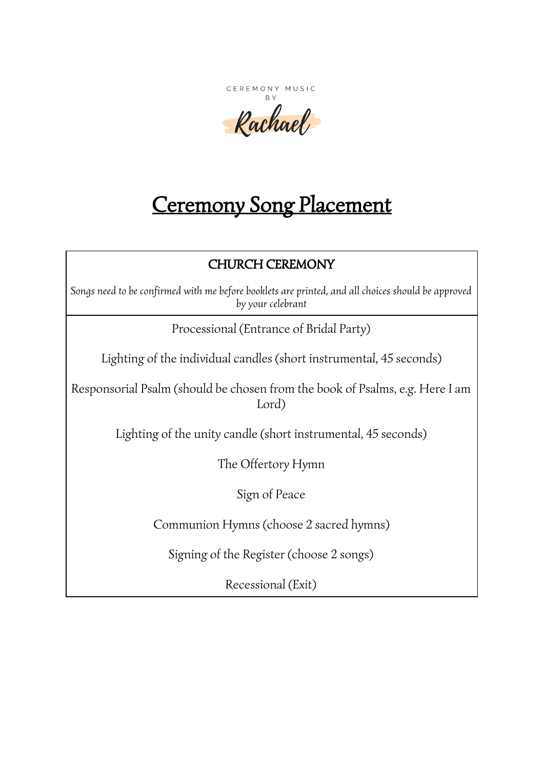CEREMONY MUSIC
BY
Rachael

# Ceremony Song Placement

| CHURCH CEREMONY |
|---|
| *Songs need to be confirmed with me before booklets are printed, and all choices should be approved by your celebrant* |
| Processional (Entrance of Bridal Party)<br><br>Lighting of the individual candles (short instrumental, 45 seconds)<br><br>Responsorial Psalm (should be chosen from the book of Psalms, e.g. Here I am Lord)<br><br>Lighting of the unity candle (short instrumental, 45 seconds)<br><br>The Offertory Hymn<br><br>Sign of Peace<br><br>Communion Hymns (choose 2 sacred hymns)<br><br>Signing of the Register (choose 2 songs)<br><br>Recessional (Exit) |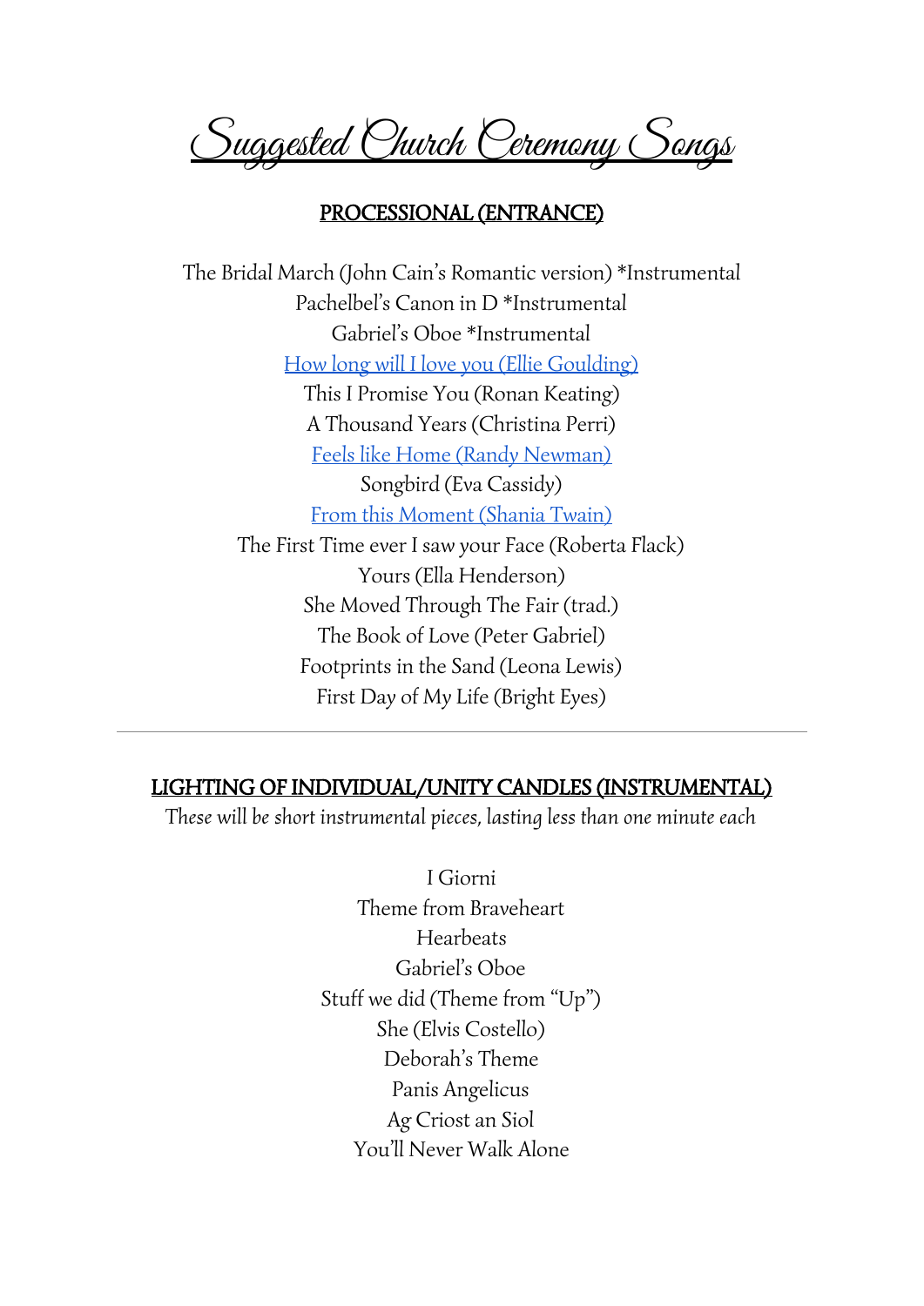# Suggested Church Ceremony Songs

## PROCESSIONAL (ENTRANCE)

The Bridal March (John Cain's Romantic version) *Instrumental
Pachelbel's Canon in D *Instrumental
Gabriel's Oboe *Instrumental
How long will I love you (Ellie Goulding)
This I Promise You (Ronan Keating)
A Thousand Years (Christina Perri)
Feels like Home (Randy Newman)
Songbird (Eva Cassidy)
From this Moment (Shania Twain)
The First Time ever I saw your Face (Roberta Flack)
Yours (Ella Henderson)
She Moved Through The Fair (trad.)
The Book of Love (Peter Gabriel)
Footprints in the Sand (Leona Lewis)
First Day of My Life (Bright Eyes)

---

## LIGHTING OF INDIVIDUAL/UNITY CANDLES (INSTRUMENTAL)

*These will be short instrumental pieces, lasting less than one minute each*

I Giorni
Theme from Braveheart
Hearbeats
Gabriel's Oboe
Stuff we did (Theme from "Up")
She (Elvis Costello)
Deborah's Theme
Panis Angelicus
Ag Criost an Siol
You'll Never Walk Alone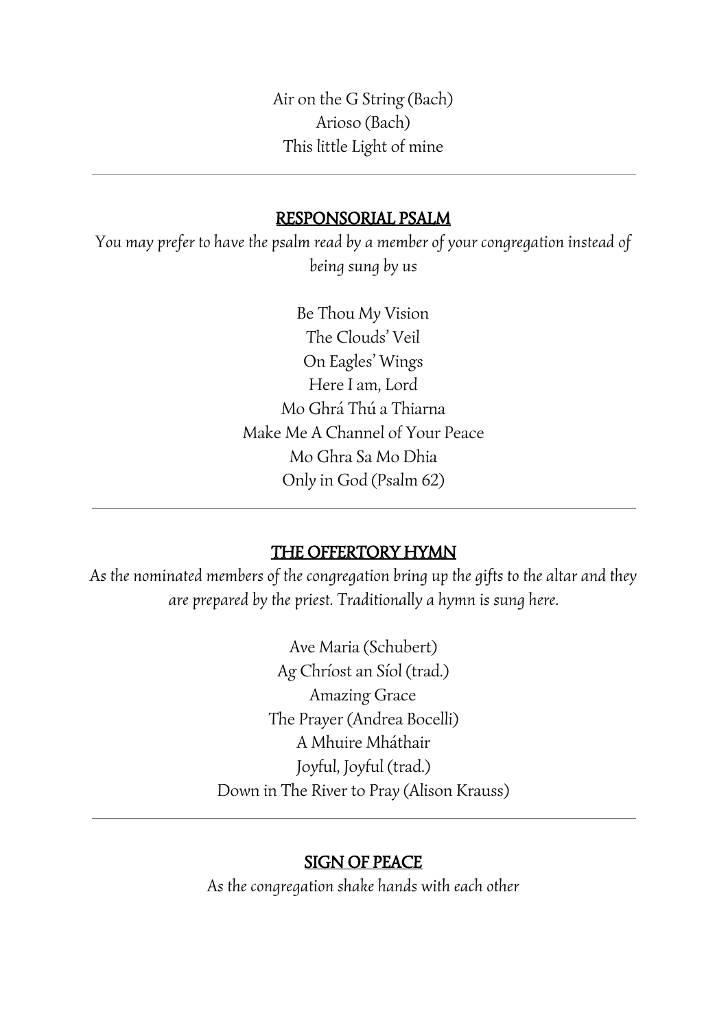Air on the G String (Bach)
Arioso (Bach)
This little Light of mine

---

## RESPONSORIAL PSALM

*You may prefer to have the psalm read by a member of your congregation instead of being sung by us*

Be Thou My Vision
The Clouds' Veil
On Eagles' Wings
Here I am, Lord
Mo Ghrá Thú a Thiarna
Make Me A Channel of Your Peace
Mo Ghra Sa Mo Dhia
Only in God (Psalm 62)

---

## THE OFFERTORY HYMN

*As the nominated members of the congregation bring up the gifts to the altar and they are prepared by the priest. Traditionally a hymn is sung here.*

Ave Maria (Schubert)
Ag Chríost an Síol (trad.)
Amazing Grace
The Prayer (Andrea Bocelli)
A Mhuire Mháthair
Joyful, Joyful (trad.)
Down in The River to Pray (Alison Krauss)

---

## SIGN OF PEACE

*As the congregation shake hands with each other*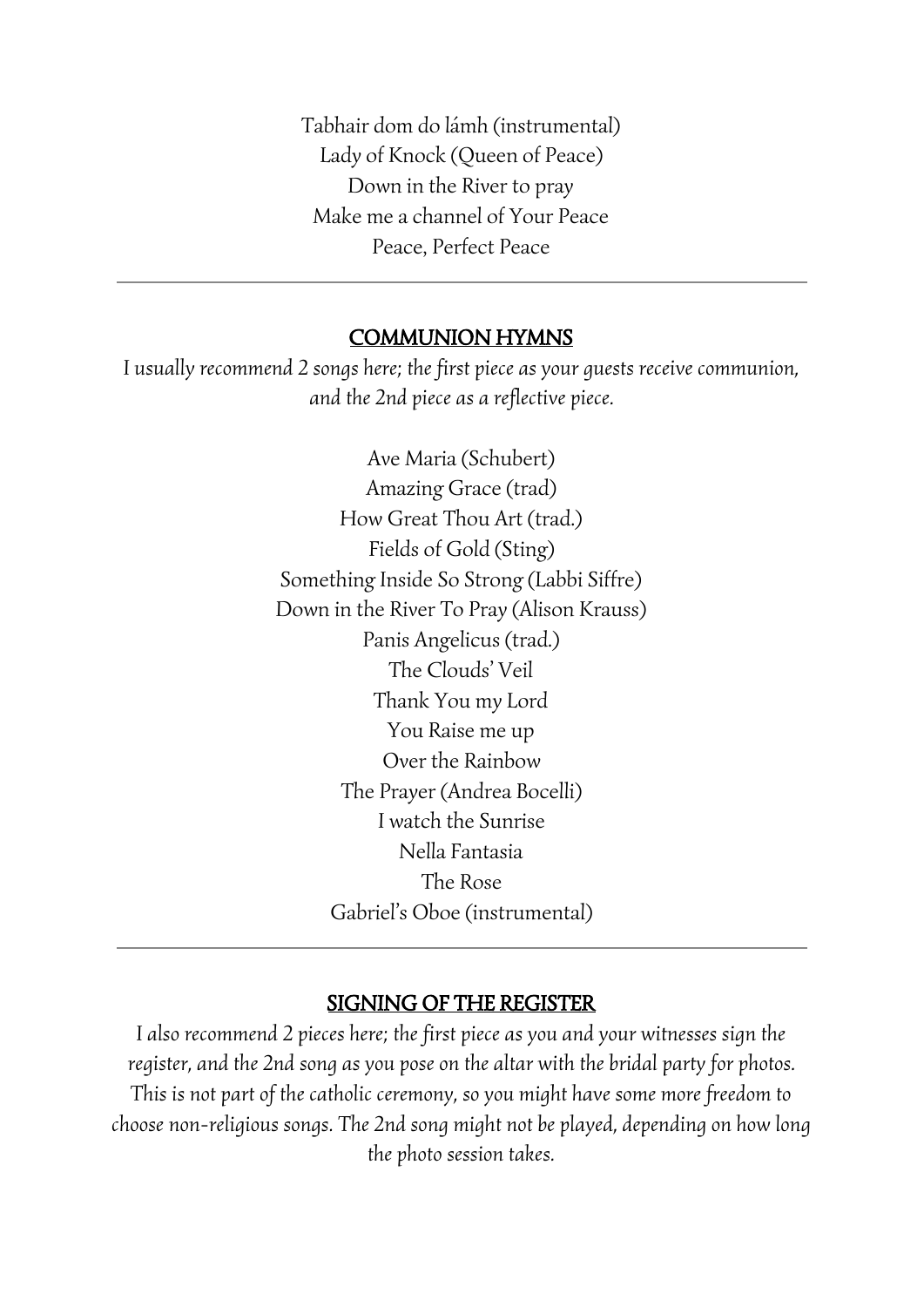Tabhair dom do lámh (instrumental)
Lady of Knock (Queen of Peace)
Down in the River to pray
Make me a channel of Your Peace
Peace, Perfect Peace

---

## COMMUNION HYMNS

*I usually recommend 2 songs here; the first piece as your guests receive communion, and the 2nd piece as a reflective piece.*

Ave Maria (Schubert)
Amazing Grace (trad)
How Great Thou Art (trad.)
Fields of Gold (Sting)
Something Inside So Strong (Labbi Siffre)
Down in the River To Pray (Alison Krauss)
Panis Angelicus (trad.)
The Clouds' Veil
Thank You my Lord
You Raise me up
Over the Rainbow
The Prayer (Andrea Bocelli)
I watch the Sunrise
Nella Fantasia
The Rose
Gabriel's Oboe (instrumental)

---

## SIGNING OF THE REGISTER

*I also recommend 2 pieces here; the first piece as you and your witnesses sign the register, and the 2nd song as you pose on the altar with the bridal party for photos. This is not part of the catholic ceremony, so you might have some more freedom to choose non-religious songs. The 2nd song might not be played, depending on how long the photo session takes.*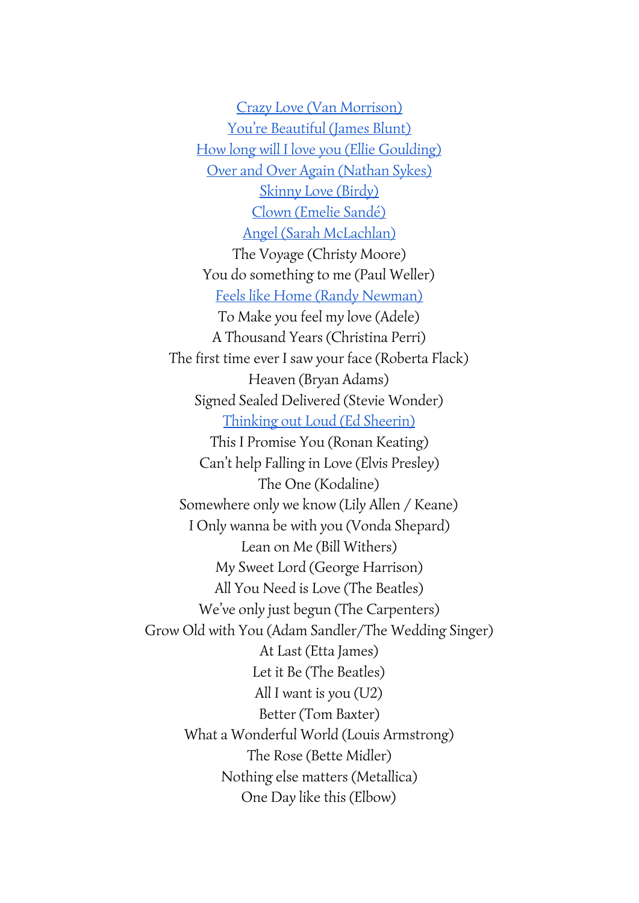Crazy Love (Van Morrison)
You're Beautiful (James Blunt)
How long will I love you (Ellie Goulding)
Over and Over Again (Nathan Sykes)
Skinny Love (Birdy)
Clown (Emelie Sandé)
Angel (Sarah McLachlan)
The Voyage (Christy Moore)
You do something to me (Paul Weller)
Feels like Home (Randy Newman)
To Make you feel my love (Adele)
A Thousand Years (Christina Perri)
The first time ever I saw your face (Roberta Flack)
Heaven (Bryan Adams)
Signed Sealed Delivered (Stevie Wonder)
Thinking out Loud (Ed Sheerin)
This I Promise You (Ronan Keating)
Can't help Falling in Love (Elvis Presley)
The One (Kodaline)
Somewhere only we know (Lily Allen / Keane)
I Only wanna be with you (Vonda Shepard)
Lean on Me (Bill Withers)
My Sweet Lord (George Harrison)
All You Need is Love (The Beatles)
We've only just begun (The Carpenters)
Grow Old with You (Adam Sandler/The Wedding Singer)
At Last (Etta James)
Let it Be (The Beatles)
All I want is you (U2)
Better (Tom Baxter)
What a Wonderful World (Louis Armstrong)
The Rose (Bette Midler)
Nothing else matters (Metallica)
One Day like this (Elbow)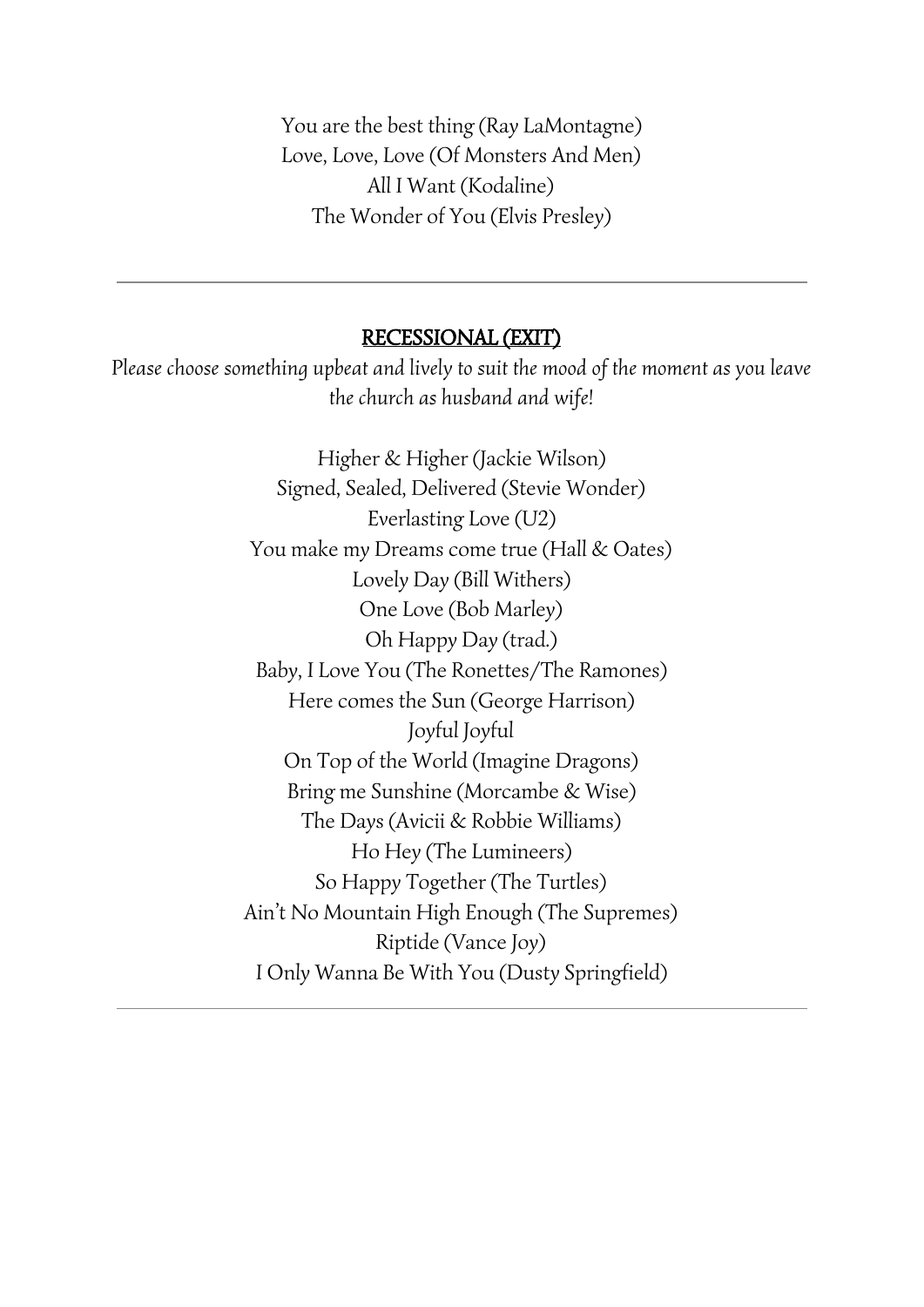You are the best thing (Ray LaMontagne)
Love, Love, Love (Of Monsters And Men)
All I Want (Kodaline)
The Wonder of You (Elvis Presley)

---

## RECESSIONAL (EXIT)

*Please choose something upbeat and lively to suit the mood of the moment as you leave the church as husband and wife!*

Higher & Higher (Jackie Wilson)
Signed, Sealed, Delivered (Stevie Wonder)
Everlasting Love (U2)
You make my Dreams come true (Hall & Oates)
Lovely Day (Bill Withers)
One Love (Bob Marley)
Oh Happy Day (trad.)
Baby, I Love You (The Ronettes/The Ramones)
Here comes the Sun (George Harrison)
Joyful Joyful
On Top of the World (Imagine Dragons)
Bring me Sunshine (Morcambe & Wise)
The Days (Avicii & Robbie Williams)
Ho Hey (The Lumineers)
So Happy Together (The Turtles)
Ain't No Mountain High Enough (The Supremes)
Riptide (Vance Joy)
I Only Wanna Be With You (Dusty Springfield)

---